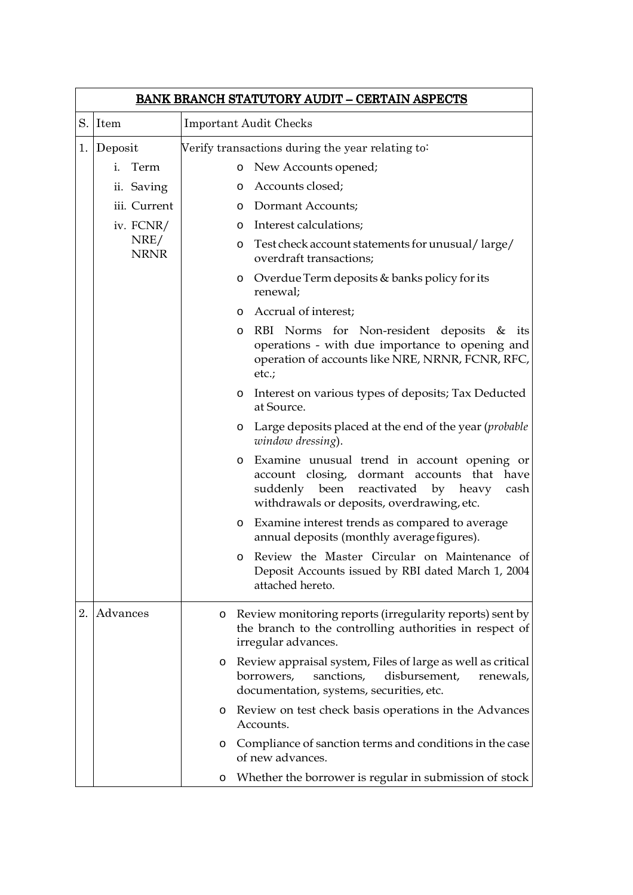| BANK BRANCH STATUTORY AUDIT – CERTAIN ASPECTS | | |
|---|---|---|
| S. | Item | Important Audit Checks |
| 1. | Deposit<br>i. Term<br>ii. Saving<br>iii. Current<br>iv. FCNR/ NRE/ NRNR | Verify transactions during the year relating to:<br>o New Accounts opened;<br>o Accounts closed;<br>o Dormant Accounts;<br>o Interest calculations;<br>o Test check account statements for unusual/ large/ overdraft transactions;<br>o Overdue Term deposits & banks policy for its renewal;<br>o Accrual of interest;<br>o RBI Norms for Non-resident deposits & its operations - with due importance to opening and operation of accounts like NRE, NRNR, FCNR, RFC, etc.;<br>o Interest on various types of deposits; Tax Deducted at Source.<br>o Large deposits placed at the end of the year (*probable window dressing*).<br>o Examine unusual trend in account opening or account closing, dormant accounts that have suddenly been reactivated by heavy cash withdrawals or deposits, overdrawing, etc.<br>o Examine interest trends as compared to average annual deposits (monthly average figures).<br>o Review the Master Circular on Maintenance of Deposit Accounts issued by RBI dated March 1, 2004 attached hereto. |
| 2. | Advances | o Review monitoring reports (irregularity reports) sent by the branch to the controlling authorities in respect of irregular advances.<br>o Review appraisal system, Files of large as well as critical borrowers, sanctions, disbursement, renewals, documentation, systems, securities, etc.<br>o Review on test check basis operations in the Advances Accounts.<br>o Compliance of sanction terms and conditions in the case of new advances.<br>o Whether the borrower is regular in submission of stock |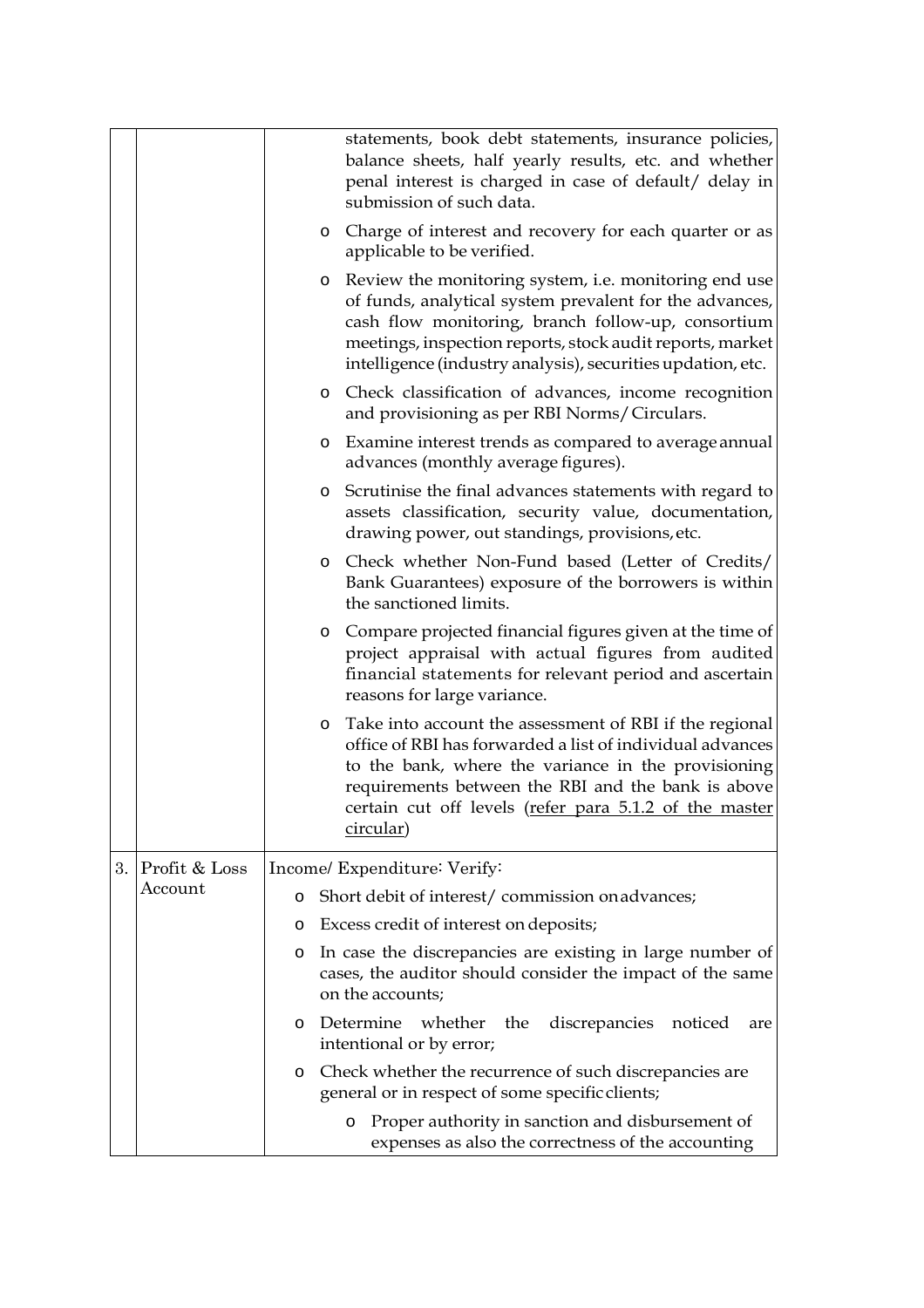| | | |
|---|---|---|
| | | statements, book debt statements, insurance policies, balance sheets, half yearly results, etc. and whether penal interest is charged in case of default/ delay in submission of such data.<br>o Charge of interest and recovery for each quarter or as applicable to be verified.<br>o Review the monitoring system, i.e. monitoring end use of funds, analytical system prevalent for the advances, cash flow monitoring, branch follow-up, consortium meetings, inspection reports, stock audit reports, market intelligence (industry analysis), securities updation, etc.<br>o Check classification of advances, income recognition and provisioning as per RBI Norms/ Circulars.<br>o Examine interest trends as compared to average annual advances (monthly average figures).<br>o Scrutinise the final advances statements with regard to assets classification, security value, documentation, drawing power, out standings, provisions, etc.<br>o Check whether Non-Fund based (Letter of Credits/ Bank Guarantees) exposure of the borrowers is within the sanctioned limits.<br>o Compare projected financial figures given at the time of project appraisal with actual figures from audited financial statements for relevant period and ascertain reasons for large variance.<br>o Take into account the assessment of RBI if the regional office of RBI has forwarded a list of individual advances to the bank, where the variance in the provisioning requirements between the RBI and the bank is above certain cut off levels (refer para 5.1.2 of the master circular) |
| 3. | Profit & Loss Account | Income/ Expenditure: Verify:<br>o Short debit of interest/ commission on advances;<br>o Excess credit of interest on deposits;<br>o In case the discrepancies are existing in large number of cases, the auditor should consider the impact of the same on the accounts;<br>o Determine whether the discrepancies noticed are intentional or by error;<br>o Check whether the recurrence of such discrepancies are general or in respect of some specific clients;<br>o Proper authority in sanction and disbursement of expenses as also the correctness of the accounting |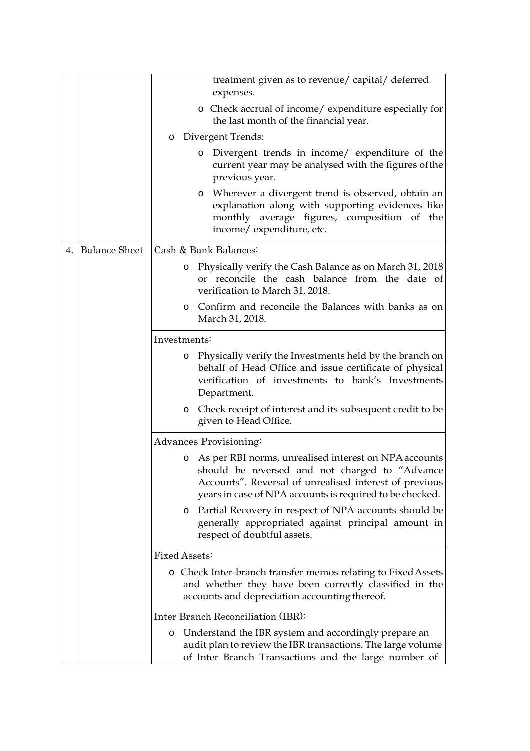| | | |
|---|---|---|
| | | treatment given as to revenue/ capital/ deferred expenses.<br>o Check accrual of income/ expenditure especially for the last month of the financial year.<br>o Divergent Trends:<br>o Divergent trends in income/ expenditure of the current year may be analysed with the figures of the previous year.<br>o Wherever a divergent trend is observed, obtain an explanation along with supporting evidences like monthly average figures, composition of the income/ expenditure, etc. |
| 4. | Balance Sheet | Cash & Bank Balances:<br>o Physically verify the Cash Balance as on March 31, 2018 or reconcile the cash balance from the date of verification to March 31, 2018.<br>o Confirm and reconcile the Balances with banks as on March 31, 2018. |
| | | Investments:<br>o Physically verify the Investments held by the branch on behalf of Head Office and issue certificate of physical verification of investments to bank's Investments Department.<br>o Check receipt of interest and its subsequent credit to be given to Head Office. |
| | | Advances Provisioning:<br>o As per RBI norms, unrealised interest on NPA accounts should be reversed and not charged to "Advance Accounts". Reversal of unrealised interest of previous years in case of NPA accounts is required to be checked.<br>o Partial Recovery in respect of NPA accounts should be generally appropriated against principal amount in respect of doubtful assets. |
| | | Fixed Assets:<br>o Check Inter-branch transfer memos relating to Fixed Assets and whether they have been correctly classified in the accounts and depreciation accounting thereof. |
| | | Inter Branch Reconciliation (IBR):<br>o Understand the IBR system and accordingly prepare an audit plan to review the IBR transactions. The large volume of Inter Branch Transactions and the large number of |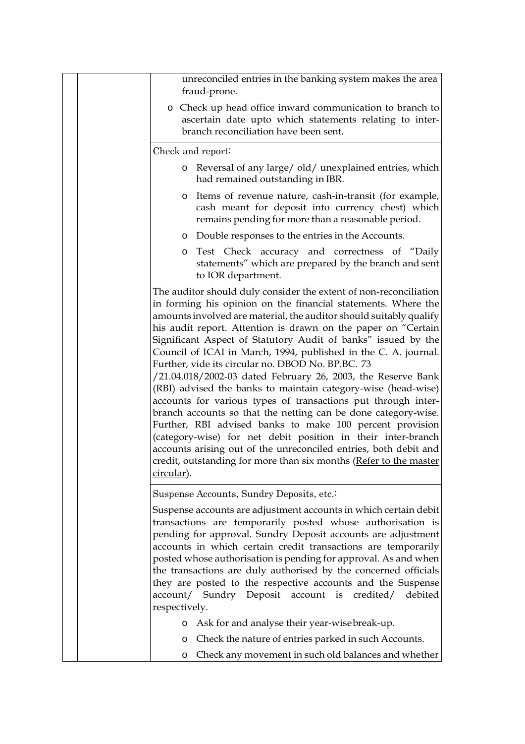| | | unreconciled entries in the banking system makes the area fraud-prone.<br><br>o Check up head office inward communication to branch to ascertain date upto which statements relating to inter-branch reconciliation have been sent. |
|---|---|---|
| | | Check and report:<br><br>o Reversal of any large/ old/ unexplained entries, which had remained outstanding in IBR.<br><br>o Items of revenue nature, cash-in-transit (for example, cash meant for deposit into currency chest) which remains pending for more than a reasonable period.<br><br>o Double responses to the entries in the Accounts.<br><br>o Test Check accuracy and correctness of "Daily statements" which are prepared by the branch and sent to IOR department.<br><br>The auditor should duly consider the extent of non-reconciliation in forming his opinion on the financial statements. Where the amounts involved are material, the auditor should suitably qualify his audit report. Attention is drawn on the paper on "Certain Significant Aspect of Statutory Audit of banks" issued by the Council of ICAI in March, 1994, published in the C. A. journal. Further, vide its circular no. DBOD No. BP.BC. 73 /21.04.018/2002-03 dated February 26, 2003, the Reserve Bank (RBI) advised the banks to maintain category-wise (head-wise) accounts for various types of transactions put through inter-branch accounts so that the netting can be done category-wise. Further, RBI advised banks to make 100 percent provision (category-wise) for net debit position in their inter-branch accounts arising out of the unreconciled entries, both debit and credit, outstanding for more than six months (Refer to the master circular). |
| | | Suspense Accounts, Sundry Deposits, etc.:<br><br>Suspense accounts are adjustment accounts in which certain debit transactions are temporarily posted whose authorisation is pending for approval. Sundry Deposit accounts are adjustment accounts in which certain credit transactions are temporarily posted whose authorisation is pending for approval. As and when the transactions are duly authorised by the concerned officials they are posted to the respective accounts and the Suspense account/ Sundry Deposit account is credited/ debited respectively.<br><br>o Ask for and analyse their year-wise break-up.<br><br>o Check the nature of entries parked in such Accounts.<br><br>o Check any movement in such old balances and whether |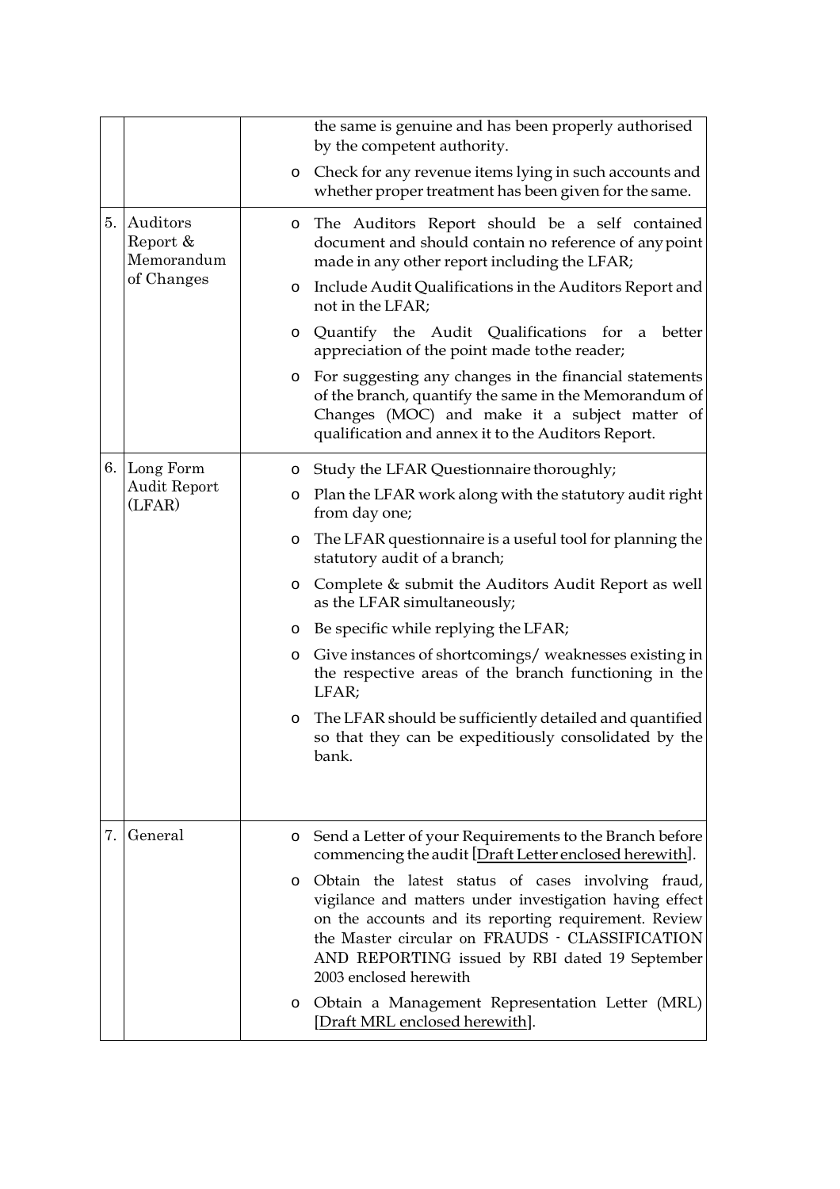| | | |
|---|---|---|
| | | the same is genuine and has been properly authorised by the competent authority.<br>o Check for any revenue items lying in such accounts and whether proper treatment has been given for the same. |
| 5. | Auditors Report & Memorandum of Changes | o The Auditors Report should be a self contained document and should contain no reference of any point made in any other report including the LFAR;<br>o Include Audit Qualifications in the Auditors Report and not in the LFAR;<br>o Quantify the Audit Qualifications for a better appreciation of the point made tothe reader;<br>o For suggesting any changes in the financial statements of the branch, quantify the same in the Memorandum of Changes (MOC) and make it a subject matter of qualification and annex it to the Auditors Report. |
| 6. | Long Form Audit Report (LFAR) | o Study the LFAR Questionnaire thoroughly;<br>o Plan the LFAR work along with the statutory audit right from day one;<br>o The LFAR questionnaire is a useful tool for planning the statutory audit of a branch;<br>o Complete & submit the Auditors Audit Report as well as the LFAR simultaneously;<br>o Be specific while replying the LFAR;<br>o Give instances of shortcomings/ weaknesses existing in the respective areas of the branch functioning in the LFAR;<br>o The LFAR should be sufficiently detailed and quantified so that they can be expeditiously consolidated by the bank. |
| 7. | General | o Send a Letter of your Requirements to the Branch before commencing the audit [Draft Letter enclosed herewith].<br>o Obtain the latest status of cases involving fraud, vigilance and matters under investigation having effect on the accounts and its reporting requirement. Review the Master circular on FRAUDS - CLASSIFICATION AND REPORTING issued by RBI dated 19 September 2003 enclosed herewith<br>o Obtain a Management Representation Letter (MRL) [Draft MRL enclosed herewith]. |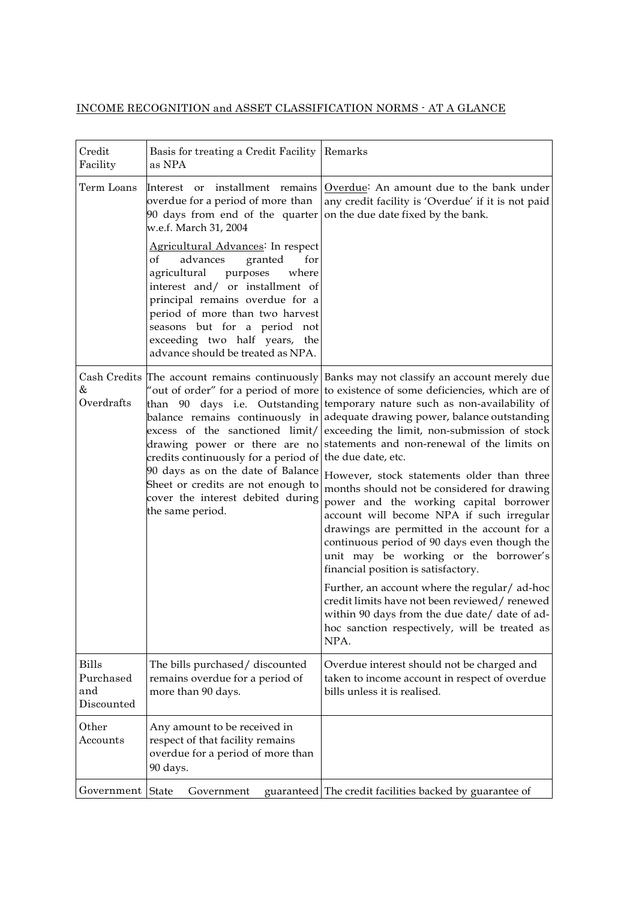INCOME RECOGNITION and ASSET CLASSIFICATION NORMS - AT A GLANCE

| Credit Facility | Basis for treating a Credit Facility as NPA | Remarks |
|---|---|---|
| Term Loans | Interest or installment remains overdue for a period of more than 90 days from end of the quarter w.e.f. March 31, 2004<br><br>Agricultural Advances: In respect of advances granted for agricultural purposes where interest and/ or installment of principal remains overdue for a period of more than two harvest seasons but for a period not exceeding two half years, the advance should be treated as NPA. | Overdue: An amount due to the bank under any credit facility is 'Overdue' if it is not paid on the due date fixed by the bank. |
| Cash Credits & Overdrafts | The account remains continuously "out of order" for a period of more than 90 days i.e. Outstanding balance remains continuously in excess of the sanctioned limit/ drawing power or there are no credits continuously for a period of 90 days as on the date of Balance Sheet or credits are not enough to cover the interest debited during the same period. | Banks may not classify an account merely due to existence of some deficiencies, which are of temporary nature such as non-availability of adequate drawing power, balance outstanding exceeding the limit, non-submission of stock statements and non-renewal of the limits on the due date, etc.<br><br>However, stock statements older than three months should not be considered for drawing power and the working capital borrower account will become NPA if such irregular drawings are permitted in the account for a continuous period of 90 days even though the unit may be working or the borrower's financial position is satisfactory.<br><br>Further, an account where the regular/ ad-hoc credit limits have not been reviewed/ renewed within 90 days from the due date/ date of ad-hoc sanction respectively, will be treated as NPA. |
| Bills Purchased and Discounted | The bills purchased/ discounted remains overdue for a period of more than 90 days. | Overdue interest should not be charged and taken to income account in respect of overdue bills unless it is realised. |
| Other Accounts | Any amount to be received in respect of that facility remains overdue for a period of more than 90 days. | |
| Government | State Government guaranteed | The credit facilities backed by guarantee of |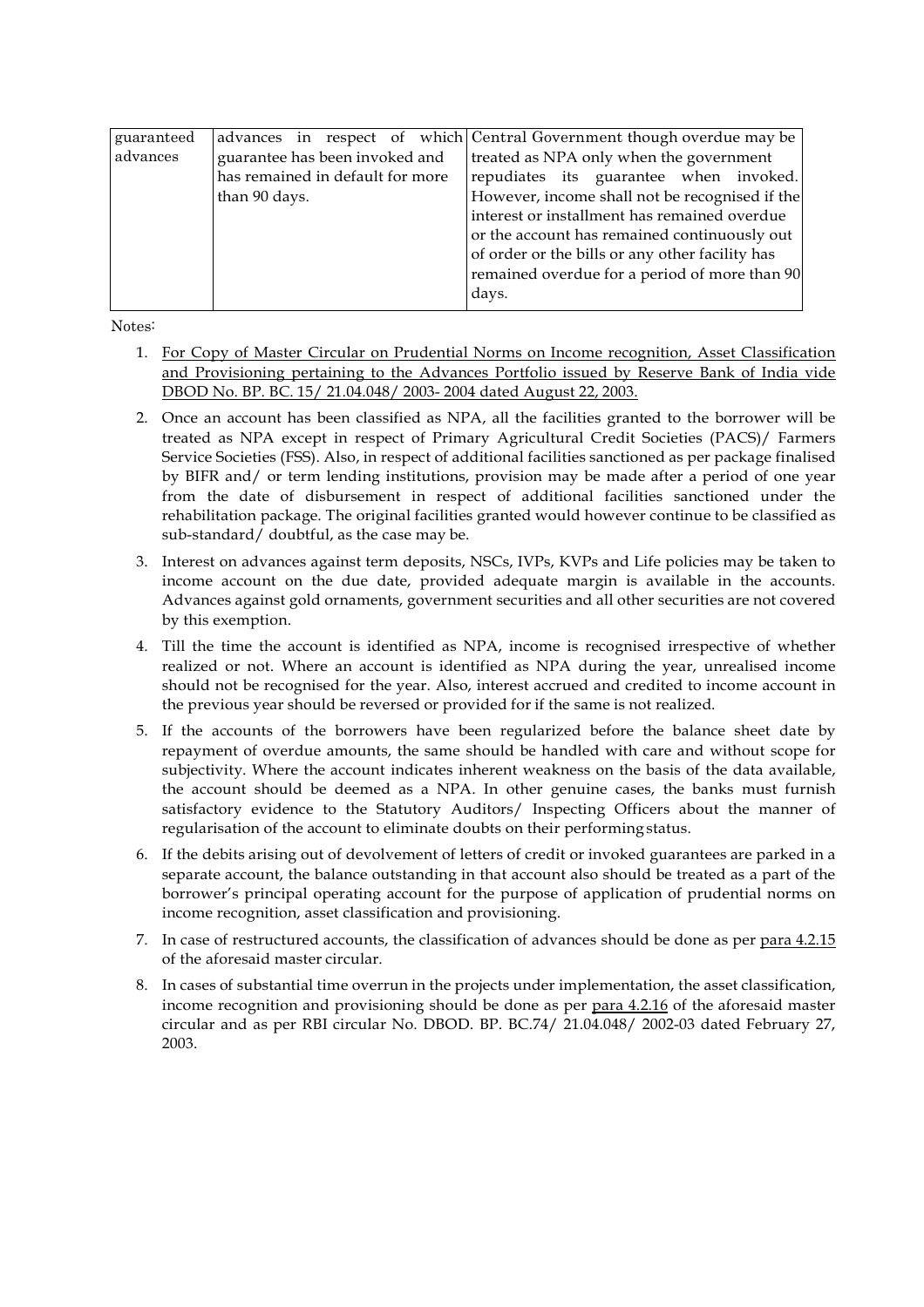| guaranteed advances | advances in respect of which guarantee has been invoked and has remained in default for more than 90 days. | Central Government though overdue may be treated as NPA only when the government repudiates its guarantee when invoked. However, income shall not be recognised if the interest or installment has remained overdue or the account has remained continuously out of order or the bills or any other facility has remained overdue for a period of more than 90 days. |
|---|---|---|

Notes:

1. For Copy of Master Circular on Prudential Norms on Income recognition, Asset Classification and Provisioning pertaining to the Advances Portfolio issued by Reserve Bank of India vide DBOD No. BP. BC. 15/ 21.04.048/ 2003- 2004 dated August 22, 2003.
2. Once an account has been classified as NPA, all the facilities granted to the borrower will be treated as NPA except in respect of Primary Agricultural Credit Societies (PACS)/ Farmers Service Societies (FSS). Also, in respect of additional facilities sanctioned as per package finalised by BIFR and/ or term lending institutions, provision may be made after a period of one year from the date of disbursement in respect of additional facilities sanctioned under the rehabilitation package. The original facilities granted would however continue to be classified as sub-standard/ doubtful, as the case may be.
3. Interest on advances against term deposits, NSCs, IVPs, KVPs and Life policies may be taken to income account on the due date, provided adequate margin is available in the accounts. Advances against gold ornaments, government securities and all other securities are not covered by this exemption.
4. Till the time the account is identified as NPA, income is recognised irrespective of whether realized or not. Where an account is identified as NPA during the year, unrealised income should not be recognised for the year. Also, interest accrued and credited to income account in the previous year should be reversed or provided for if the same is not realized.
5. If the accounts of the borrowers have been regularized before the balance sheet date by repayment of overdue amounts, the same should be handled with care and without scope for subjectivity. Where the account indicates inherent weakness on the basis of the data available, the account should be deemed as a NPA. In other genuine cases, the banks must furnish satisfactory evidence to the Statutory Auditors/ Inspecting Officers about the manner of regularisation of the account to eliminate doubts on their performing status.
6. If the debits arising out of devolvement of letters of credit or invoked guarantees are parked in a separate account, the balance outstanding in that account also should be treated as a part of the borrower's principal operating account for the purpose of application of prudential norms on income recognition, asset classification and provisioning.
7. In case of restructured accounts, the classification of advances should be done as per para 4.2.15 of the aforesaid master circular.
8. In cases of substantial time overrun in the projects under implementation, the asset classification, income recognition and provisioning should be done as per para 4.2.16 of the aforesaid master circular and as per RBI circular No. DBOD. BP. BC.74/ 21.04.048/ 2002-03 dated February 27, 2003.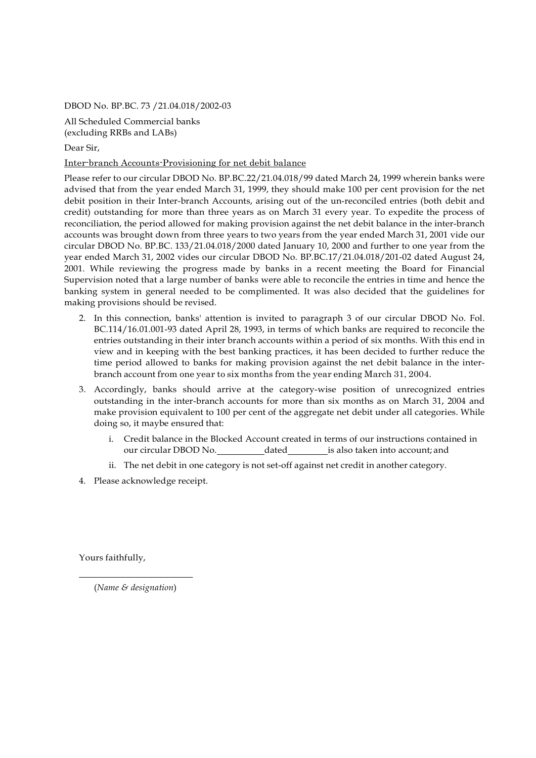DBOD No. BP.BC. 73 /21.04.018/2002-03

All Scheduled Commercial banks
(excluding RRBs and LABs)

Dear Sir,

Inter-branch Accounts-Provisioning for net debit balance

Please refer to our circular DBOD No. BP.BC.22/21.04.018/99 dated March 24, 1999 wherein banks were advised that from the year ended March 31, 1999, they should make 100 per cent provision for the net debit position in their Inter-branch Accounts, arising out of the un-reconciled entries (both debit and credit) outstanding for more than three years as on March 31 every year. To expedite the process of reconciliation, the period allowed for making provision against the net debit balance in the inter-branch accounts was brought down from three years to two years from the year ended March 31, 2001 vide our circular DBOD No. BP.BC. 133/21.04.018/2000 dated January 10, 2000 and further to one year from the year ended March 31, 2002 vides our circular DBOD No. BP.BC.17/21.04.018/201-02 dated August 24, 2001. While reviewing the progress made by banks in a recent meeting the Board for Financial Supervision noted that a large number of banks were able to reconcile the entries in time and hence the banking system in general needed to be complimented. It was also decided that the guidelines for making provisions should be revised.

2. In this connection, banks' attention is invited to paragraph 3 of our circular DBOD No. Fol. BC.114/16.01.001-93 dated April 28, 1993, in terms of which banks are required to reconcile the entries outstanding in their inter branch accounts within a period of six months. With this end in view and in keeping with the best banking practices, it has been decided to further reduce the time period allowed to banks for making provision against the net debit balance in the inter-branch account from one year to six months from the year ending March 31, 2004.

3. Accordingly, banks should arrive at the category-wise position of unrecognized entries outstanding in the inter-branch accounts for more than six months as on March 31, 2004 and make provision equivalent to 100 per cent of the aggregate net debit under all categories. While doing so, it maybe ensured that:

   i. Credit balance in the Blocked Account created in terms of our instructions contained in our circular DBOD No.\_\_\_\_\_\_\_\_\_\_dated\_\_\_\_\_\_\_\_\_is also taken into account; and

   ii. The net debit in one category is not set-off against net credit in another category.

4. Please acknowledge receipt.

Yours faithfully,

\_\_\_\_\_\_\_\_\_\_\_\_\_\_\_\_\_\_\_\_\_\_\_\_\_

(*Name & designation*)